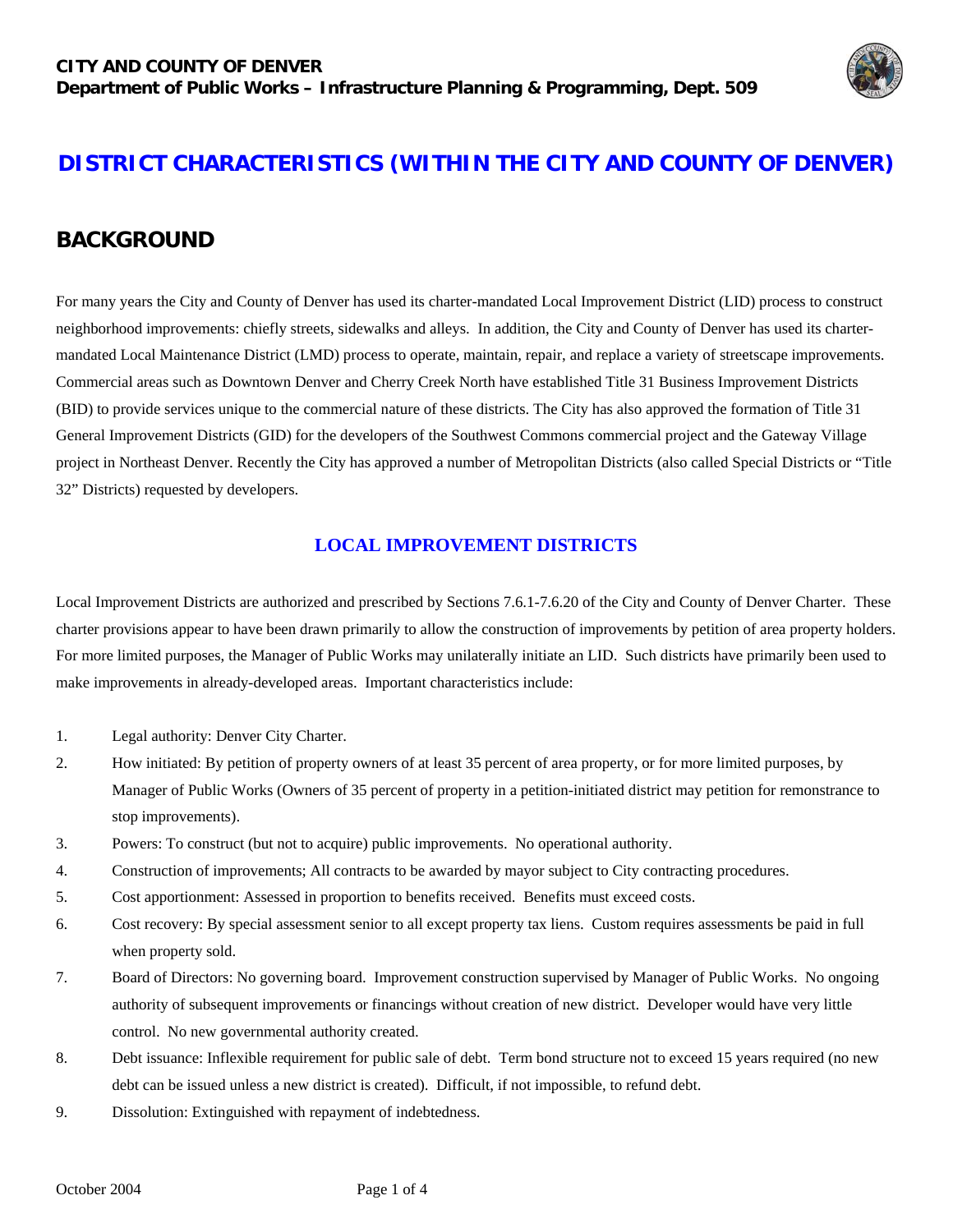**CITY AND COUNTY OF DENVER**
**Department of Public Works – Infrastructure Planning & Programming, Dept. 509**

# DISTRICT CHARACTERISTICS (WITHIN THE CITY AND COUNTY OF DENVER)

## BACKGROUND

For many years the City and County of Denver has used its charter-mandated Local Improvement District (LID) process to construct neighborhood improvements: chiefly streets, sidewalks and alleys. In addition, the City and County of Denver has used its charter-mandated Local Maintenance District (LMD) process to operate, maintain, repair, and replace a variety of streetscape improvements. Commercial areas such as Downtown Denver and Cherry Creek North have established Title 31 Business Improvement Districts (BID) to provide services unique to the commercial nature of these districts. The City has also approved the formation of Title 31 General Improvement Districts (GID) for the developers of the Southwest Commons commercial project and the Gateway Village project in Northeast Denver. Recently the City has approved a number of Metropolitan Districts (also called Special Districts or "Title 32" Districts) requested by developers.

### LOCAL IMPROVEMENT DISTRICTS

Local Improvement Districts are authorized and prescribed by Sections 7.6.1-7.6.20 of the City and County of Denver Charter. These charter provisions appear to have been drawn primarily to allow the construction of improvements by petition of area property holders. For more limited purposes, the Manager of Public Works may unilaterally initiate an LID. Such districts have primarily been used to make improvements in already-developed areas. Important characteristics include:

1. Legal authority: Denver City Charter.
2. How initiated: By petition of property owners of at least 35 percent of area property, or for more limited purposes, by Manager of Public Works (Owners of 35 percent of property in a petition-initiated district may petition for remonstrance to stop improvements).
3. Powers: To construct (but not to acquire) public improvements. No operational authority.
4. Construction of improvements; All contracts to be awarded by mayor subject to City contracting procedures.
5. Cost apportionment: Assessed in proportion to benefits received. Benefits must exceed costs.
6. Cost recovery: By special assessment senior to all except property tax liens. Custom requires assessments be paid in full when property sold.
7. Board of Directors: No governing board. Improvement construction supervised by Manager of Public Works. No ongoing authority of subsequent improvements or financings without creation of new district. Developer would have very little control. No new governmental authority created.
8. Debt issuance: Inflexible requirement for public sale of debt. Term bond structure not to exceed 15 years required (no new debt can be issued unless a new district is created). Difficult, if not impossible, to refund debt.
9. Dissolution: Extinguished with repayment of indebtedness.

October 2004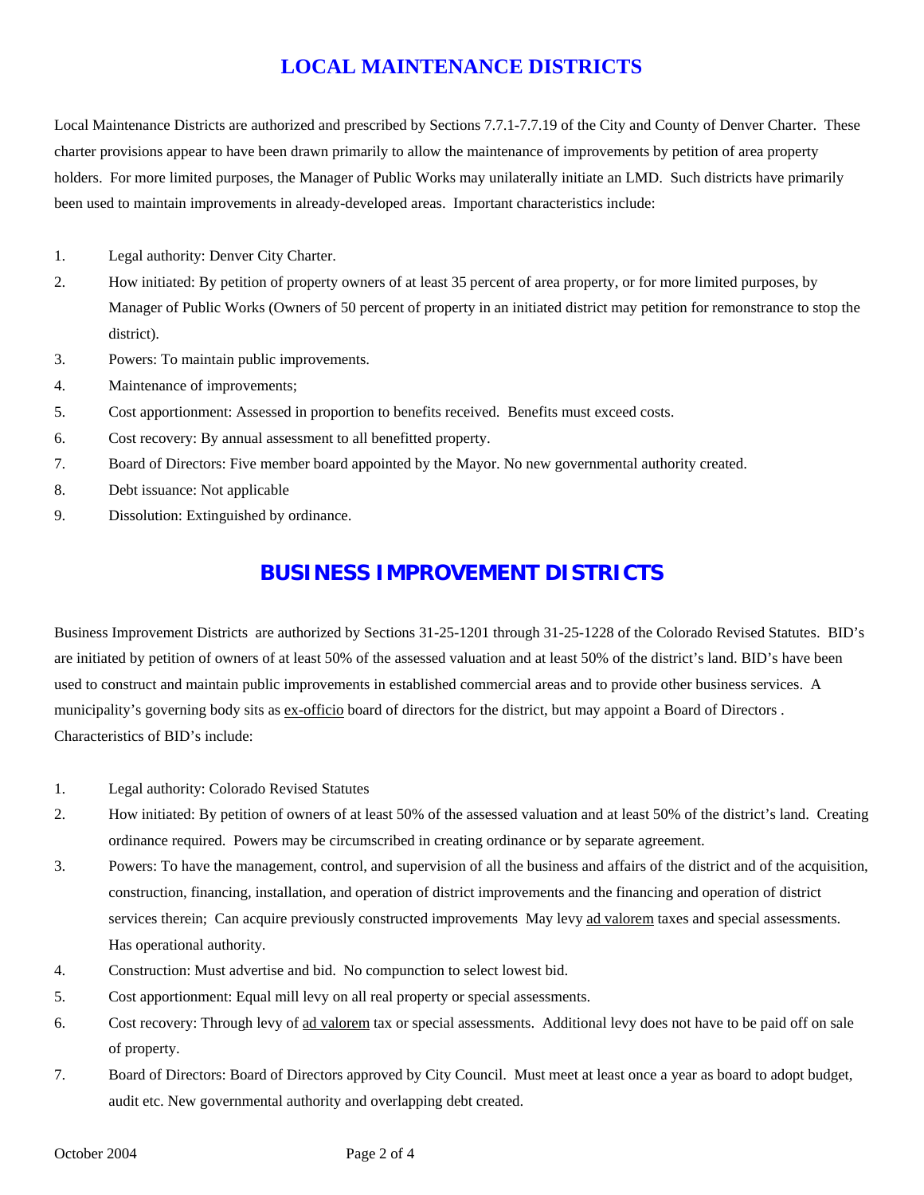## LOCAL MAINTENANCE DISTRICTS

Local Maintenance Districts are authorized and prescribed by Sections 7.7.1-7.7.19 of the City and County of Denver Charter. These charter provisions appear to have been drawn primarily to allow the maintenance of improvements by petition of area property holders. For more limited purposes, the Manager of Public Works may unilaterally initiate an LMD. Such districts have primarily been used to maintain improvements in already-developed areas. Important characteristics include:

1. Legal authority: Denver City Charter.
2. How initiated: By petition of property owners of at least 35 percent of area property, or for more limited purposes, by Manager of Public Works (Owners of 50 percent of property in an initiated district may petition for remonstrance to stop the district).
3. Powers: To maintain public improvements.
4. Maintenance of improvements;
5. Cost apportionment: Assessed in proportion to benefits received. Benefits must exceed costs.
6. Cost recovery: By annual assessment to all benefitted property.
7. Board of Directors: Five member board appointed by the Mayor. No new governmental authority created.
8. Debt issuance: Not applicable
9. Dissolution: Extinguished by ordinance.

## BUSINESS IMPROVEMENT DISTRICTS

Business Improvement Districts are authorized by Sections 31-25-1201 through 31-25-1228 of the Colorado Revised Statutes. BID's are initiated by petition of owners of at least 50% of the assessed valuation and at least 50% of the district's land. BID's have been used to construct and maintain public improvements in established commercial areas and to provide other business services. A municipality's governing body sits as ex-officio board of directors for the district, but may appoint a Board of Directors . Characteristics of BID's include:

1. Legal authority: Colorado Revised Statutes
2. How initiated: By petition of owners of at least 50% of the assessed valuation and at least 50% of the district's land. Creating ordinance required. Powers may be circumscribed in creating ordinance or by separate agreement.
3. Powers: To have the management, control, and supervision of all the business and affairs of the district and of the acquisition, construction, financing, installation, and operation of district improvements and the financing and operation of district services therein; Can acquire previously constructed improvements May levy ad valorem taxes and special assessments. Has operational authority.
4. Construction: Must advertise and bid. No compunction to select lowest bid.
5. Cost apportionment: Equal mill levy on all real property or special assessments.
6. Cost recovery: Through levy of ad valorem tax or special assessments. Additional levy does not have to be paid off on sale of property.
7. Board of Directors: Board of Directors approved by City Council. Must meet at least once a year as board to adopt budget, audit etc. New governmental authority and overlapping debt created.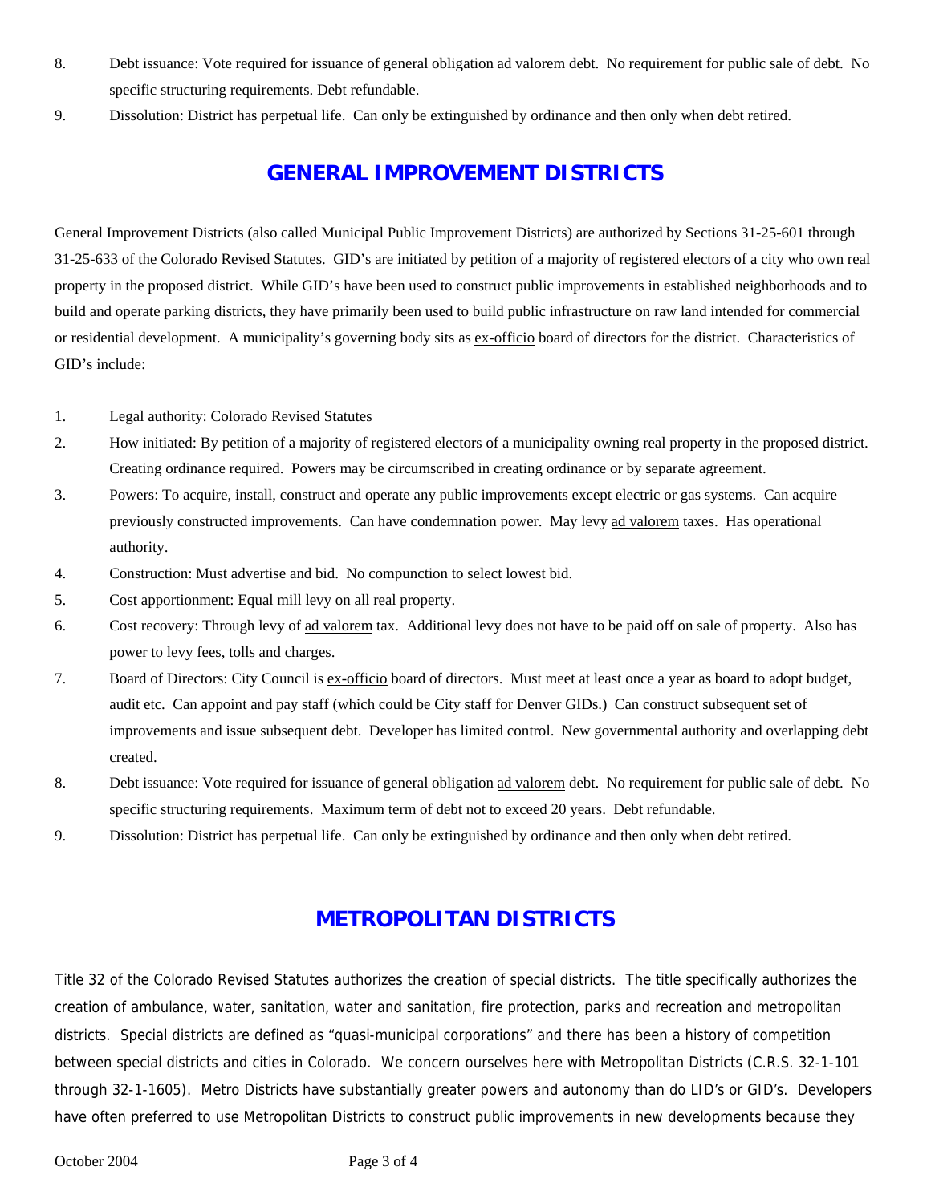8. Debt issuance: Vote required for issuance of general obligation ad valorem debt. No requirement for public sale of debt. No specific structuring requirements. Debt refundable.
9. Dissolution: District has perpetual life. Can only be extinguished by ordinance and then only when debt retired.

## GENERAL IMPROVEMENT DISTRICTS

General Improvement Districts (also called Municipal Public Improvement Districts) are authorized by Sections 31-25-601 through 31-25-633 of the Colorado Revised Statutes. GID's are initiated by petition of a majority of registered electors of a city who own real property in the proposed district. While GID's have been used to construct public improvements in established neighborhoods and to build and operate parking districts, they have primarily been used to build public infrastructure on raw land intended for commercial or residential development. A municipality's governing body sits as ex-officio board of directors for the district. Characteristics of GID's include:

1. Legal authority: Colorado Revised Statutes
2. How initiated: By petition of a majority of registered electors of a municipality owning real property in the proposed district. Creating ordinance required. Powers may be circumscribed in creating ordinance or by separate agreement.
3. Powers: To acquire, install, construct and operate any public improvements except electric or gas systems. Can acquire previously constructed improvements. Can have condemnation power. May levy ad valorem taxes. Has operational authority.
4. Construction: Must advertise and bid. No compunction to select lowest bid.
5. Cost apportionment: Equal mill levy on all real property.
6. Cost recovery: Through levy of ad valorem tax. Additional levy does not have to be paid off on sale of property. Also has power to levy fees, tolls and charges.
7. Board of Directors: City Council is ex-officio board of directors. Must meet at least once a year as board to adopt budget, audit etc. Can appoint and pay staff (which could be City staff for Denver GIDs.) Can construct subsequent set of improvements and issue subsequent debt. Developer has limited control. New governmental authority and overlapping debt created.
8. Debt issuance: Vote required for issuance of general obligation ad valorem debt. No requirement for public sale of debt. No specific structuring requirements. Maximum term of debt not to exceed 20 years. Debt refundable.
9. Dissolution: District has perpetual life. Can only be extinguished by ordinance and then only when debt retired.

## METROPOLITAN DISTRICTS

Title 32 of the Colorado Revised Statutes authorizes the creation of special districts. The title specifically authorizes the creation of ambulance, water, sanitation, water and sanitation, fire protection, parks and recreation and metropolitan districts. Special districts are defined as "quasi-municipal corporations" and there has been a history of competition between special districts and cities in Colorado. We concern ourselves here with Metropolitan Districts (C.R.S. 32-1-101 through 32-1-1605). Metro Districts have substantially greater powers and autonomy than do LID's or GID's. Developers have often preferred to use Metropolitan Districts to construct public improvements in new developments because they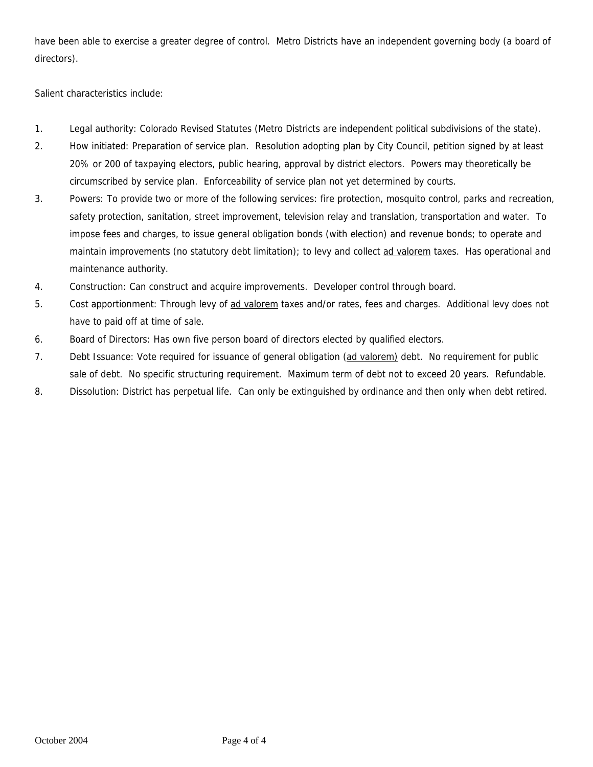have been able to exercise a greater degree of control. Metro Districts have an independent governing body (a board of directors).

Salient characteristics include:

1. Legal authority: Colorado Revised Statutes (Metro Districts are independent political subdivisions of the state).
2. How initiated: Preparation of service plan. Resolution adopting plan by City Council, petition signed by at least 20% or 200 of taxpaying electors, public hearing, approval by district electors. Powers may theoretically be circumscribed by service plan. Enforceability of service plan not yet determined by courts.
3. Powers: To provide two or more of the following services: fire protection, mosquito control, parks and recreation, safety protection, sanitation, street improvement, television relay and translation, transportation and water. To impose fees and charges, to issue general obligation bonds (with election) and revenue bonds; to operate and maintain improvements (no statutory debt limitation); to levy and collect ad valorem taxes. Has operational and maintenance authority.
4. Construction: Can construct and acquire improvements. Developer control through board.
5. Cost apportionment: Through levy of ad valorem taxes and/or rates, fees and charges. Additional levy does not have to paid off at time of sale.
6. Board of Directors: Has own five person board of directors elected by qualified electors.
7. Debt Issuance: Vote required for issuance of general obligation (ad valorem) debt. No requirement for public sale of debt. No specific structuring requirement. Maximum term of debt not to exceed 20 years. Refundable.
8. Dissolution: District has perpetual life. Can only be extinguished by ordinance and then only when debt retired.